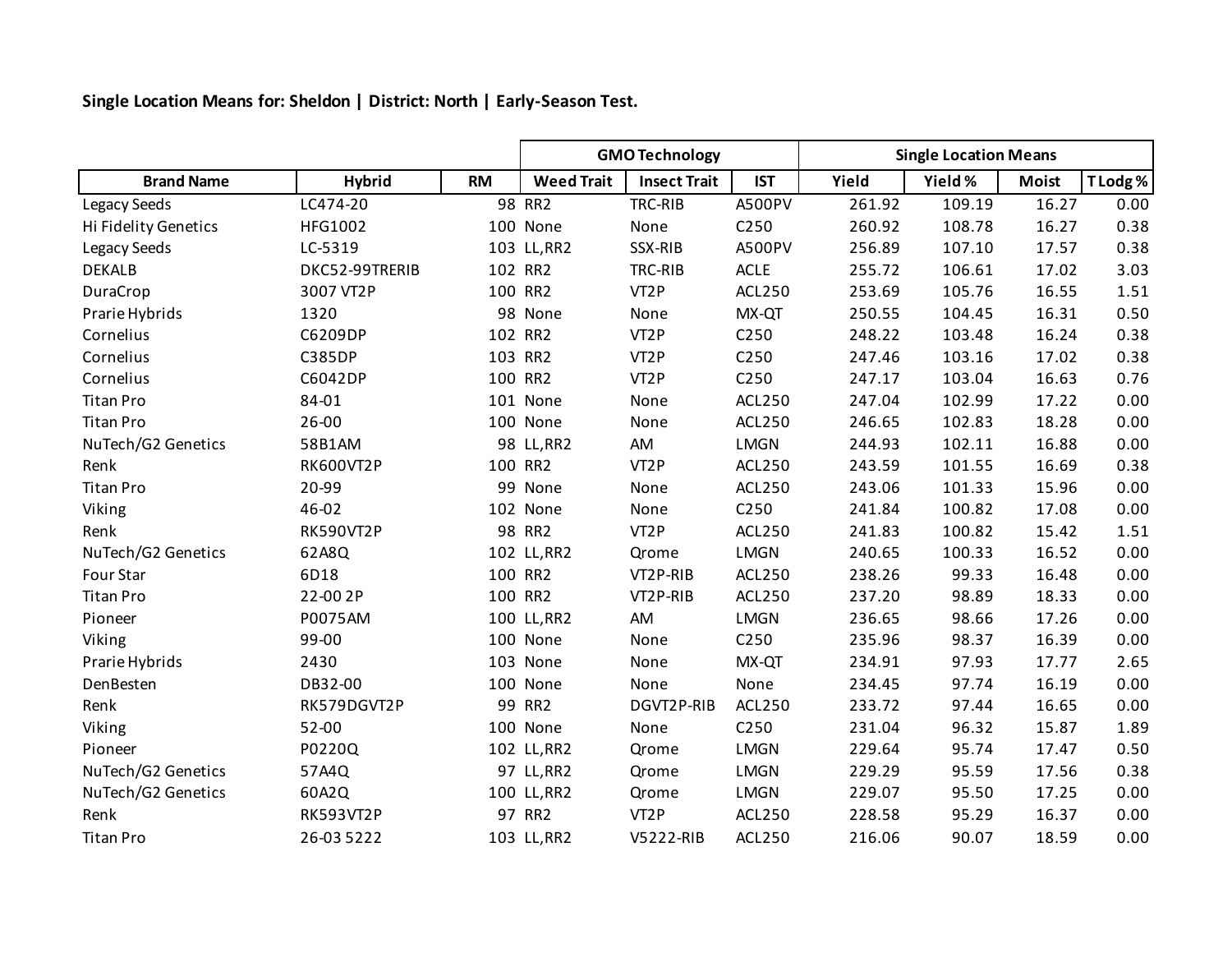**Single Location Means for: Sheldon | District: North | Early-Season Test.**

| | | | GMO Technology | | | Single Location Means | | | |
|---|---|---|---|---|---|---|---|---|---|
| **Brand Name** | **Hybrid** | **RM** | **Weed Trait** | **Insect Trait** | **IST** | **Yield** | **Yield %** | **Moist** | **T Lodg %** |
| Legacy Seeds | LC474-20 | 98 | RR2 | TRC-RIB | A500PV | 261.92 | 109.19 | 16.27 | 0.00 |
| Hi Fidelity Genetics | HFG1002 | 100 | None | None | C250 | 260.92 | 108.78 | 16.27 | 0.38 |
| Legacy Seeds | LC-5319 | 103 | LL,RR2 | SSX-RIB | A500PV | 256.89 | 107.10 | 17.57 | 0.38 |
| DEKALB | DKC52-99TRERIB | 102 | RR2 | TRC-RIB | ACLE | 255.72 | 106.61 | 17.02 | 3.03 |
| DuraCrop | 3007 VT2P | 100 | RR2 | VT2P | ACL250 | 253.69 | 105.76 | 16.55 | 1.51 |
| Prarie Hybrids | 1320 | 98 | None | None | MX-QT | 250.55 | 104.45 | 16.31 | 0.50 |
| Cornelius | C6209DP | 102 | RR2 | VT2P | C250 | 248.22 | 103.48 | 16.24 | 0.38 |
| Cornelius | C385DP | 103 | RR2 | VT2P | C250 | 247.46 | 103.16 | 17.02 | 0.38 |
| Cornelius | C6042DP | 100 | RR2 | VT2P | C250 | 247.17 | 103.04 | 16.63 | 0.76 |
| Titan Pro | 84-01 | 101 | None | None | ACL250 | 247.04 | 102.99 | 17.22 | 0.00 |
| Titan Pro | 26-00 | 100 | None | None | ACL250 | 246.65 | 102.83 | 18.28 | 0.00 |
| NuTech/G2 Genetics | 58B1AM | 98 | LL,RR2 | AM | LMGN | 244.93 | 102.11 | 16.88 | 0.00 |
| Renk | RK600VT2P | 100 | RR2 | VT2P | ACL250 | 243.59 | 101.55 | 16.69 | 0.38 |
| Titan Pro | 20-99 | 99 | None | None | ACL250 | 243.06 | 101.33 | 15.96 | 0.00 |
| Viking | 46-02 | 102 | None | None | C250 | 241.84 | 100.82 | 17.08 | 0.00 |
| Renk | RK590VT2P | 98 | RR2 | VT2P | ACL250 | 241.83 | 100.82 | 15.42 | 1.51 |
| NuTech/G2 Genetics | 62A8Q | 102 | LL,RR2 | Qrome | LMGN | 240.65 | 100.33 | 16.52 | 0.00 |
| Four Star | 6D18 | 100 | RR2 | VT2P-RIB | ACL250 | 238.26 | 99.33 | 16.48 | 0.00 |
| Titan Pro | 22-00 2P | 100 | RR2 | VT2P-RIB | ACL250 | 237.20 | 98.89 | 18.33 | 0.00 |
| Pioneer | P0075AM | 100 | LL,RR2 | AM | LMGN | 236.65 | 98.66 | 17.26 | 0.00 |
| Viking | 99-00 | 100 | None | None | C250 | 235.96 | 98.37 | 16.39 | 0.00 |
| Prarie Hybrids | 2430 | 103 | None | None | MX-QT | 234.91 | 97.93 | 17.77 | 2.65 |
| DenBesten | DB32-00 | 100 | None | None | None | 234.45 | 97.74 | 16.19 | 0.00 |
| Renk | RK579DGVT2P | 99 | RR2 | DGVT2P-RIB | ACL250 | 233.72 | 97.44 | 16.65 | 0.00 |
| Viking | 52-00 | 100 | None | None | C250 | 231.04 | 96.32 | 15.87 | 1.89 |
| Pioneer | P0220Q | 102 | LL,RR2 | Qrome | LMGN | 229.64 | 95.74 | 17.47 | 0.50 |
| NuTech/G2 Genetics | 57A4Q | 97 | LL,RR2 | Qrome | LMGN | 229.29 | 95.59 | 17.56 | 0.38 |
| NuTech/G2 Genetics | 60A2Q | 100 | LL,RR2 | Qrome | LMGN | 229.07 | 95.50 | 17.25 | 0.00 |
| Renk | RK593VT2P | 97 | RR2 | VT2P | ACL250 | 228.58 | 95.29 | 16.37 | 0.00 |
| Titan Pro | 26-03 5222 | 103 | LL,RR2 | V5222-RIB | ACL250 | 216.06 | 90.07 | 18.59 | 0.00 |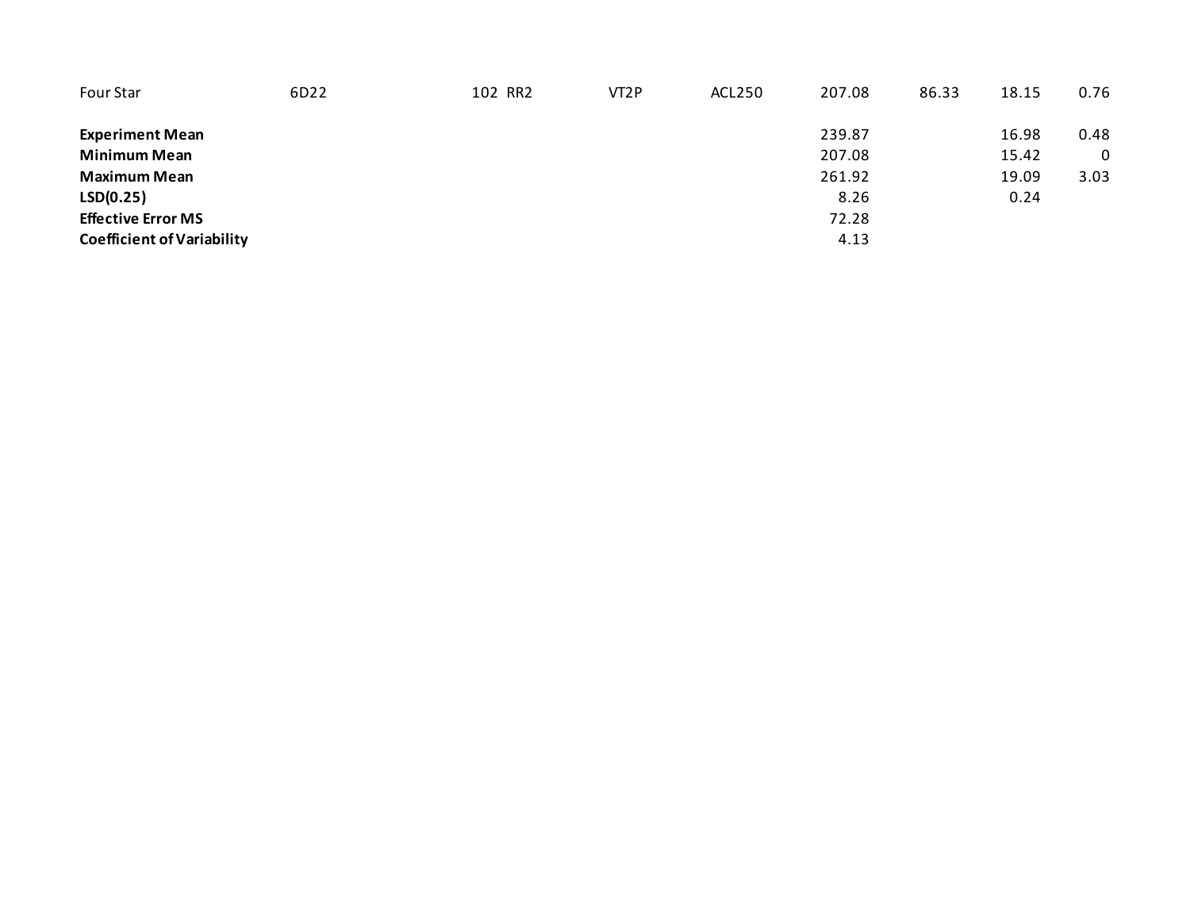| | | | | | | | | | |
|---|---|---|---|---|---|---|---|---|---|
| Four Star | 6D22 | 102 | RR2 | VT2P | ACL250 | 207.08 | 86.33 | 18.15 | 0.76 |
| | | | | | | | | | |
| **Experiment Mean** | | | | | | 239.87 | | 16.98 | 0.48 |
| **Minimum Mean** | | | | | | 207.08 | | 15.42 | 0 |
| **Maximum Mean** | | | | | | 261.92 | | 19.09 | 3.03 |
| **LSD(0.25)** | | | | | | 8.26 | | 0.24 | |
| **Effective Error MS** | | | | | | 72.28 | | | |
| **Coefficient of Variability** | | | | | | 4.13 | | | |